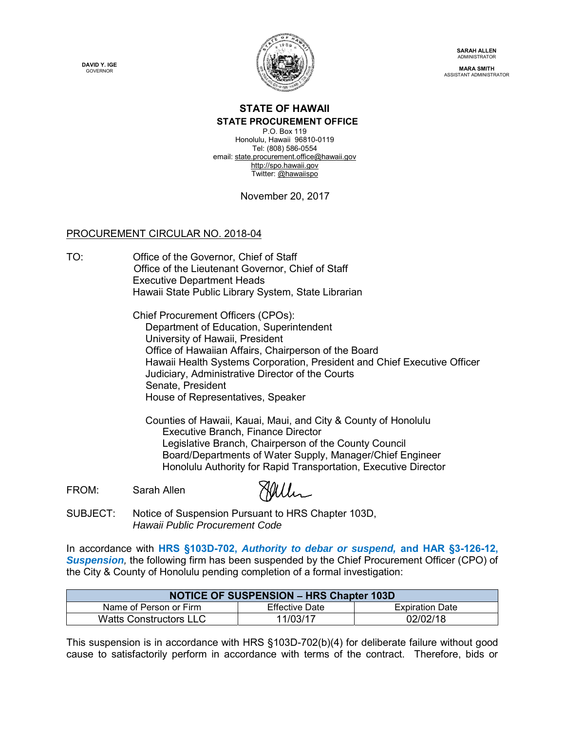DAVID Y. IGE
GOVERNOR

SARAH ALLEN
ADMINISTRATOR

MARA SMITH
ASSISTANT ADMINISTRATOR

# STATE OF HAWAII
## STATE PROCUREMENT OFFICE

P.O. Box 119
Honolulu, Hawaii 96810-0119
Tel: (808) 586-0554
email: state.procurement.office@hawaii.gov
http://spo.hawaii.gov
Twitter: @hawaiispo

November 20, 2017

PROCUREMENT CIRCULAR NO. 2018-04

TO: Office of the Governor, Chief of Staff
Office of the Lieutenant Governor, Chief of Staff
Executive Department Heads
Hawaii State Public Library System, State Librarian

Chief Procurement Officers (CPOs):
- Department of Education, Superintendent
- University of Hawaii, President
- Office of Hawaiian Affairs, Chairperson of the Board
- Hawaii Health Systems Corporation, President and Chief Executive Officer
- Judiciary, Administrative Director of the Courts
- Senate, President
- House of Representatives, Speaker

Counties of Hawaii, Kauai, Maui, and City & County of Honolulu
- Executive Branch, Finance Director
- Legislative Branch, Chairperson of the County Council
- Board/Departments of Water Supply, Manager/Chief Engineer
- Honolulu Authority for Rapid Transportation, Executive Director

FROM: Sarah Allen

SUBJECT: Notice of Suspension Pursuant to HRS Chapter 103D, *Hawaii Public Procurement Code*

In accordance with **HRS §103D-702, *Authority to debar or suspend,* and HAR §3-126-12, *Suspension*,** the following firm has been suspended by the Chief Procurement Officer (CPO) of the City & County of Honolulu pending completion of a formal investigation:

| NOTICE OF SUSPENSION – HRS Chapter 103D | | |
|---|---|---|
| Name of Person or Firm | Effective Date | Expiration Date |
| Watts Constructors LLC | 11/03/17 | 02/02/18 |

This suspension is in accordance with HRS §103D-702(b)(4) for deliberate failure without good cause to satisfactorily perform in accordance with terms of the contract. Therefore, bids or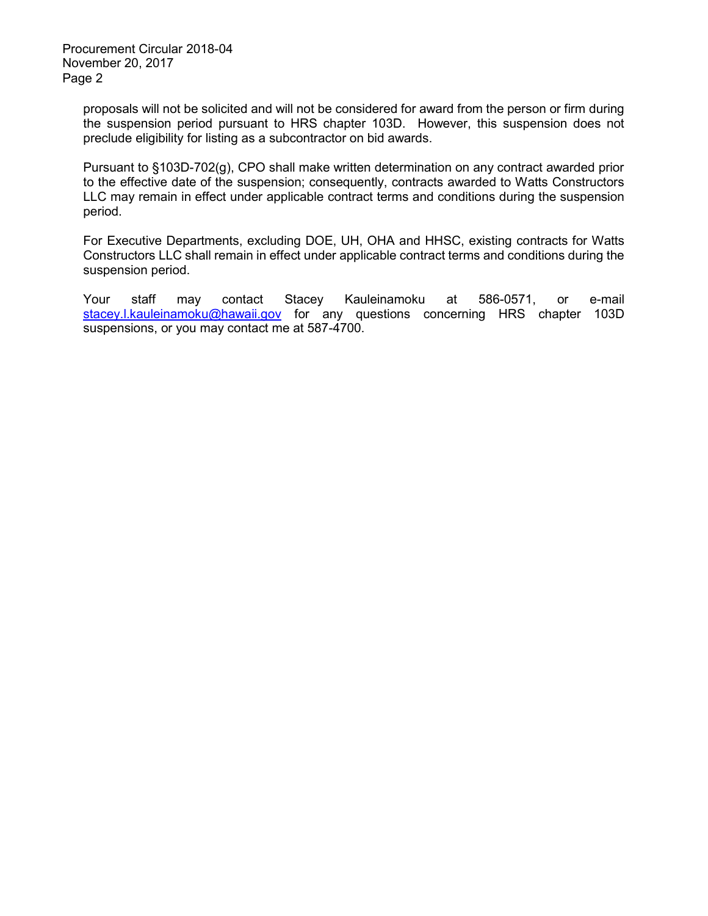proposals will not be solicited and will not be considered for award from the person or firm during the suspension period pursuant to HRS chapter 103D. However, this suspension does not preclude eligibility for listing as a subcontractor on bid awards.

Pursuant to §103D-702(g), CPO shall make written determination on any contract awarded prior to the effective date of the suspension; consequently, contracts awarded to Watts Constructors LLC may remain in effect under applicable contract terms and conditions during the suspension period.

For Executive Departments, excluding DOE, UH, OHA and HHSC, existing contracts for Watts Constructors LLC shall remain in effect under applicable contract terms and conditions during the suspension period.

Your staff may contact Stacey Kauleinamoku at 586-0571, or e-mail stacey.l.kauleinamoku@hawaii.gov for any questions concerning HRS chapter 103D suspensions, or you may contact me at 587-4700.